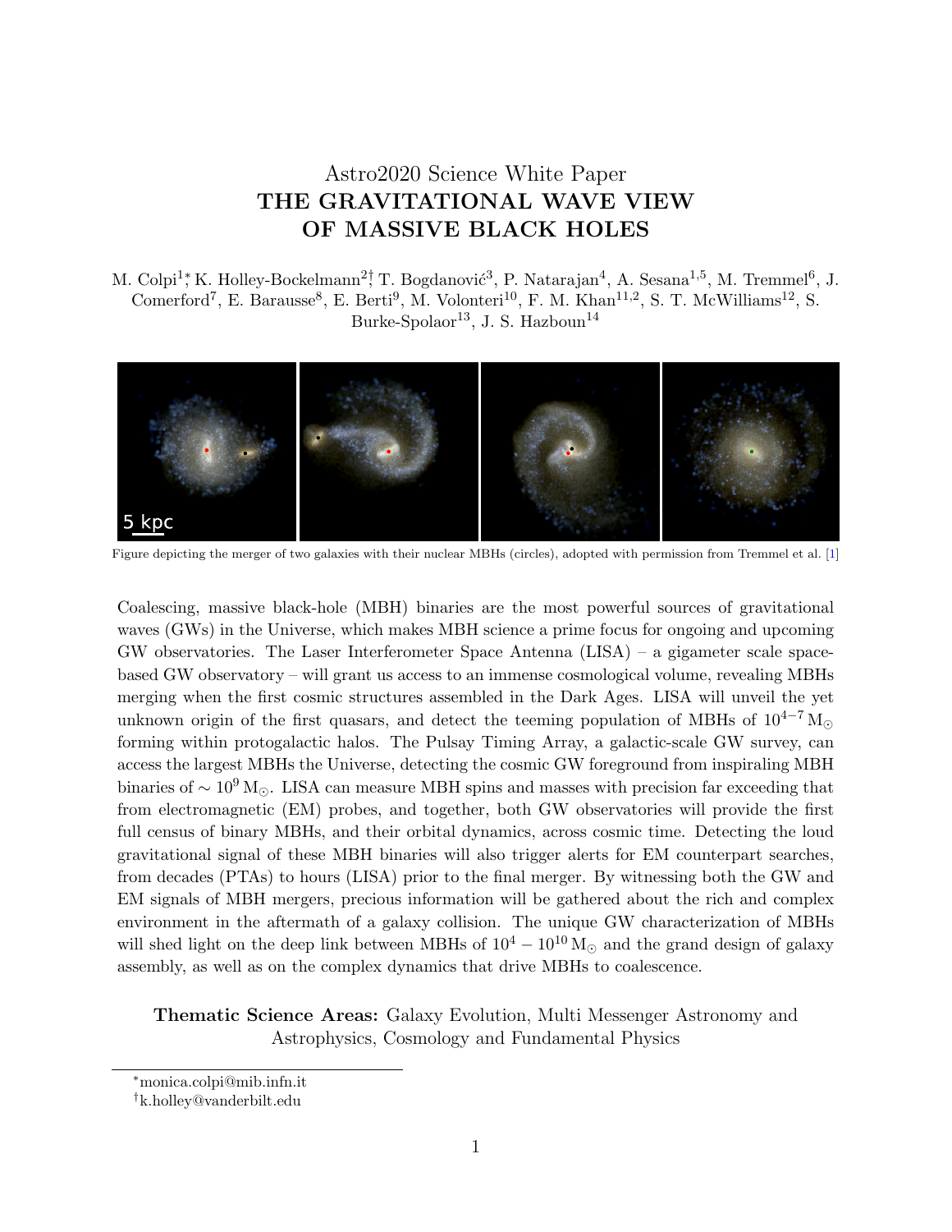Astro2020 Science White Paper

# THE GRAVITATIONAL WAVE VIEW OF MASSIVE BLACK HOLES

M. Colpi[1,*], K. Holley-Bockelmann[2,†], T. Bogdanović[3], P. Natarajan[4], A. Sesana[1,5], M. Tremmel[6], J. Comerford[7], E. Barausse[8], E. Berti[9], M. Volonteri[10], F. M. Khan[11,2], S. T. McWilliams[12], S. Burke-Spolaor[13], J. S. Hazboun[14]

Figure depicting the merger of two galaxies with their nuclear MBHs (circles), adopted with permission from Tremmel et al. [1]

Coalescing, massive black-hole (MBH) binaries are the most powerful sources of gravitational waves (GWs) in the Universe, which makes MBH science a prime focus for ongoing and upcoming GW observatories. The Laser Interferometer Space Antenna (LISA) – a gigameter scale space-based GW observatory – will grant us access to an immense cosmological volume, revealing MBHs merging when the first cosmic structures assembled in the Dark Ages. LISA will unveil the yet unknown origin of the first quasars, and detect the teeming population of MBHs of $10^{4-7}\,\mathrm{M}_\odot$ forming within protogalactic halos. The Pulsay Timing Array, a galactic-scale GW survey, can access the largest MBHs the Universe, detecting the cosmic GW foreground from inspiraling MBH binaries of $\sim 10^9\,\mathrm{M}_\odot$. LISA can measure MBH spins and masses with precision far exceeding that from electromagnetic (EM) probes, and together, both GW observatories will provide the first full census of binary MBHs, and their orbital dynamics, across cosmic time. Detecting the loud gravitational signal of these MBH binaries will also trigger alerts for EM counterpart searches, from decades (PTAs) to hours (LISA) prior to the final merger. By witnessing both the GW and EM signals of MBH mergers, precious information will be gathered about the rich and complex environment in the aftermath of a galaxy collision. The unique GW characterization of MBHs will shed light on the deep link between MBHs of $10^4 - 10^{10}\,\mathrm{M}_\odot$ and the grand design of galaxy assembly, as well as on the complex dynamics that drive MBHs to coalescence.

**Thematic Science Areas:** Galaxy Evolution, Multi Messenger Astronomy and Astrophysics, Cosmology and Fundamental Physics

*monica.colpi@mib.infn.it

†k.holley@vanderbilt.edu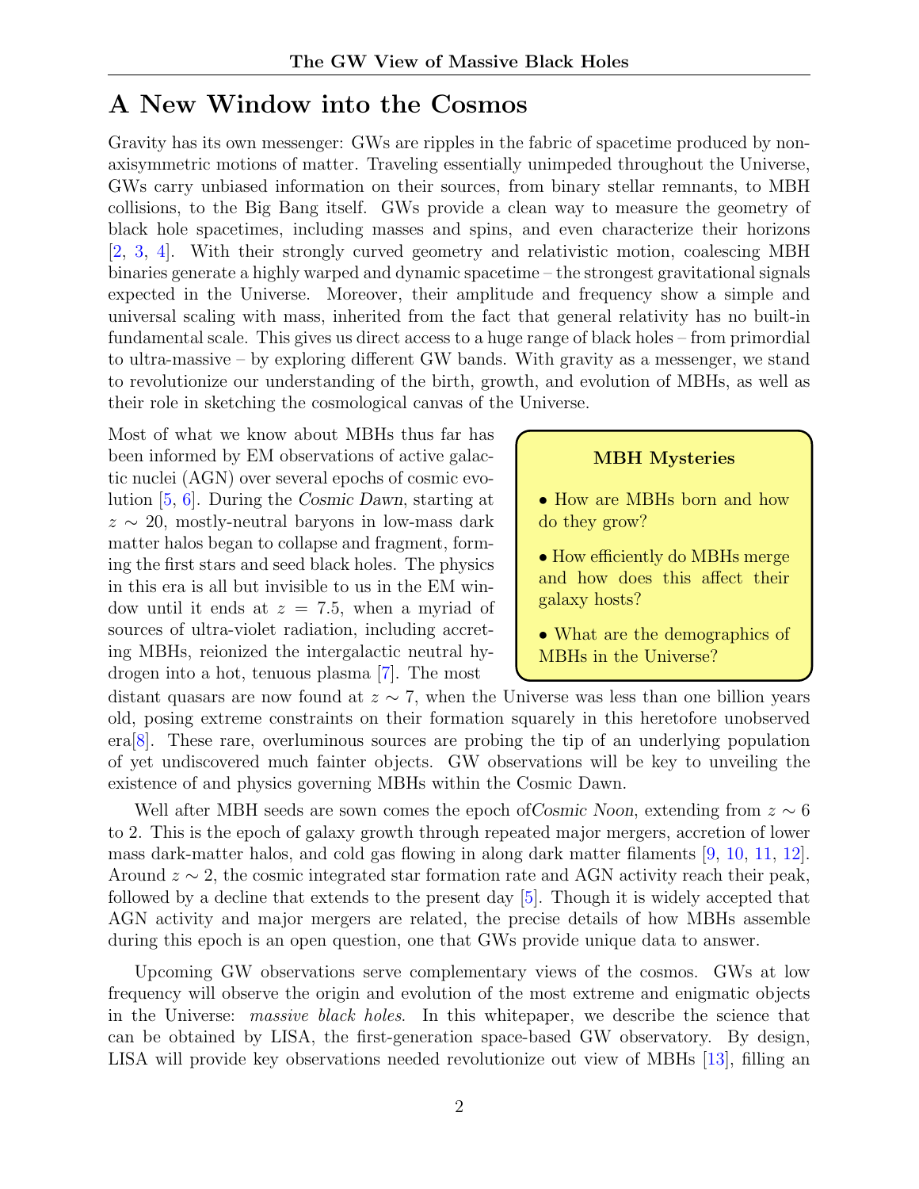# A New Window into the Cosmos

Gravity has its own messenger: GWs are ripples in the fabric of spacetime produced by non-axisymmetric motions of matter. Traveling essentially unimpeded throughout the Universe, GWs carry unbiased information on their sources, from binary stellar remnants, to MBH collisions, to the Big Bang itself. GWs provide a clean way to measure the geometry of black hole spacetimes, including masses and spins, and even characterize their horizons [2, 3, 4]. With their strongly curved geometry and relativistic motion, coalescing MBH binaries generate a highly warped and dynamic spacetime – the strongest gravitational signals expected in the Universe. Moreover, their amplitude and frequency show a simple and universal scaling with mass, inherited from the fact that general relativity has no built-in fundamental scale. This gives us direct access to a huge range of black holes – from primordial to ultra-massive – by exploring different GW bands. With gravity as a messenger, we stand to revolutionize our understanding of the birth, growth, and evolution of MBHs, as well as their role in sketching the cosmological canvas of the Universe.

**MBH Mysteries**

- How are MBHs born and how do they grow?
- How efficiently do MBHs merge and how does this affect their galaxy hosts?
- What are the demographics of MBHs in the Universe?

Most of what we know about MBHs thus far has been informed by EM observations of active galactic nuclei (AGN) over several epochs of cosmic evolution [5, 6]. During the *Cosmic Dawn*, starting at $z \sim 20$, mostly-neutral baryons in low-mass dark matter halos began to collapse and fragment, forming the first stars and seed black holes. The physics in this era is all but invisible to us in the EM window until it ends at $z = 7.5$, when a myriad of sources of ultra-violet radiation, including accreting MBHs, reionized the intergalactic neutral hydrogen into a hot, tenuous plasma [7]. The most distant quasars are now found at $z \sim 7$, when the Universe was less than one billion years old, posing extreme constraints on their formation squarely in this heretofore unobserved era[8]. These rare, overluminous sources are probing the tip of an underlying population of yet undiscovered much fainter objects. GW observations will be key to unveiling the existence of and physics governing MBHs within the Cosmic Dawn.

Well after MBH seeds are sown comes the epoch of*Cosmic Noon*, extending from $z \sim 6$ to 2. This is the epoch of galaxy growth through repeated major mergers, accretion of lower mass dark-matter halos, and cold gas flowing in along dark matter filaments [9, 10, 11, 12]. Around $z \sim 2$, the cosmic integrated star formation rate and AGN activity reach their peak, followed by a decline that extends to the present day [5]. Though it is widely accepted that AGN activity and major mergers are related, the precise details of how MBHs assemble during this epoch is an open question, one that GWs provide unique data to answer.

Upcoming GW observations serve complementary views of the cosmos. GWs at low frequency will observe the origin and evolution of the most extreme and enigmatic objects in the Universe: *massive black holes*. In this whitepaper, we describe the science that can be obtained by LISA, the first-generation space-based GW observatory. By design, LISA will provide key observations needed revolutionize out view of MBHs [13], filling an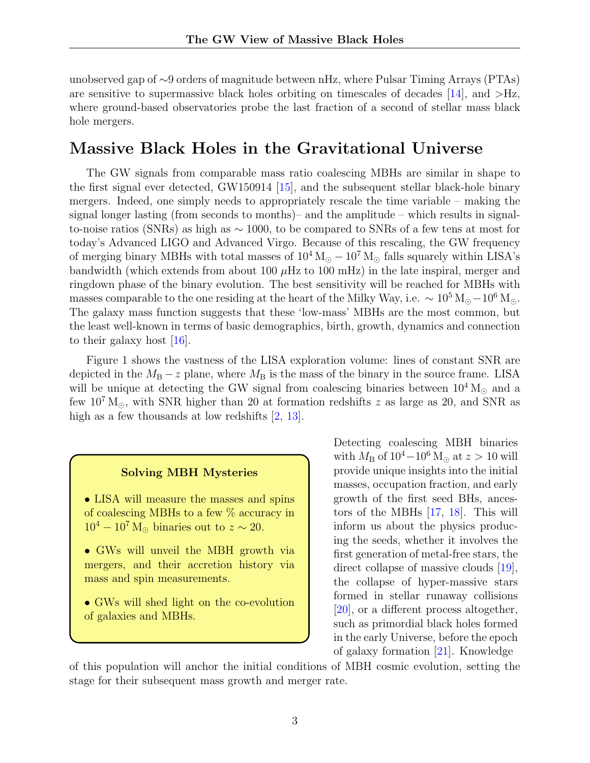unobserved gap of ∼9 orders of magnitude between nHz, where Pulsar Timing Arrays (PTAs) are sensitive to supermassive black holes orbiting on timescales of decades [14], and >Hz, where ground-based observatories probe the last fraction of a second of stellar mass black hole mergers.

## Massive Black Holes in the Gravitational Universe

The GW signals from comparable mass ratio coalescing MBHs are similar in shape to the first signal ever detected, GW150914 [15], and the subsequent stellar black-hole binary mergers. Indeed, one simply needs to appropriately rescale the time variable – making the signal longer lasting (from seconds to months)– and the amplitude – which results in signal-to-noise ratios (SNRs) as high as $\sim 1000$, to be compared to SNRs of a few tens at most for today's Advanced LIGO and Advanced Virgo. Because of this rescaling, the GW frequency of merging binary MBHs with total masses of $10^4\,\mathrm{M_\odot} - 10^7\,\mathrm{M_\odot}$ falls squarely within LISA's bandwidth (which extends from about 100 $\mu$Hz to 100 mHz) in the late inspiral, merger and ringdown phase of the binary evolution. The best sensitivity will be reached for MBHs with masses comparable to the one residing at the heart of the Milky Way, i.e. $\sim 10^5\,\mathrm{M_\odot} - 10^6\,\mathrm{M_\odot}$. The galaxy mass function suggests that these 'low-mass' MBHs are the most common, but the least well-known in terms of basic demographics, birth, growth, dynamics and connection to their galaxy host [16].

Figure 1 shows the vastness of the LISA exploration volume: lines of constant SNR are depicted in the $M_\mathrm{B} - z$ plane, where $M_\mathrm{B}$ is the mass of the binary in the source frame. LISA will be unique at detecting the GW signal from coalescing binaries between $10^4\,\mathrm{M_\odot}$ and a few $10^7\,\mathrm{M_\odot}$, with SNR higher than 20 at formation redshifts $z$ as large as 20, and SNR as high as a few thousands at low redshifts [2, 13].

> **Solving MBH Mysteries**
>
> - LISA will measure the masses and spins of coalescing MBHs to a few % accuracy in $10^4 - 10^7\,\mathrm{M_\odot}$ binaries out to $z \sim 20$.
> - GWs will unveil the MBH growth via mergers, and their accretion history via mass and spin measurements.
> - GWs will shed light on the co-evolution of galaxies and MBHs.

Detecting coalescing MBH binaries with $M_\mathrm{B}$ of $10^4 - 10^6\,\mathrm{M_\odot}$ at $z > 10$ will provide unique insights into the initial masses, occupation fraction, and early growth of the first seed BHs, ancestors of the MBHs [17, 18]. This will inform us about the physics producing the seeds, whether it involves the first generation of metal-free stars, the direct collapse of massive clouds [19], the collapse of hyper-massive stars formed in stellar runaway collisions [20], or a different process altogether, such as primordial black holes formed in the early Universe, before the epoch of galaxy formation [21]. Knowledge of this population will anchor the initial conditions of MBH cosmic evolution, setting the stage for their subsequent mass growth and merger rate.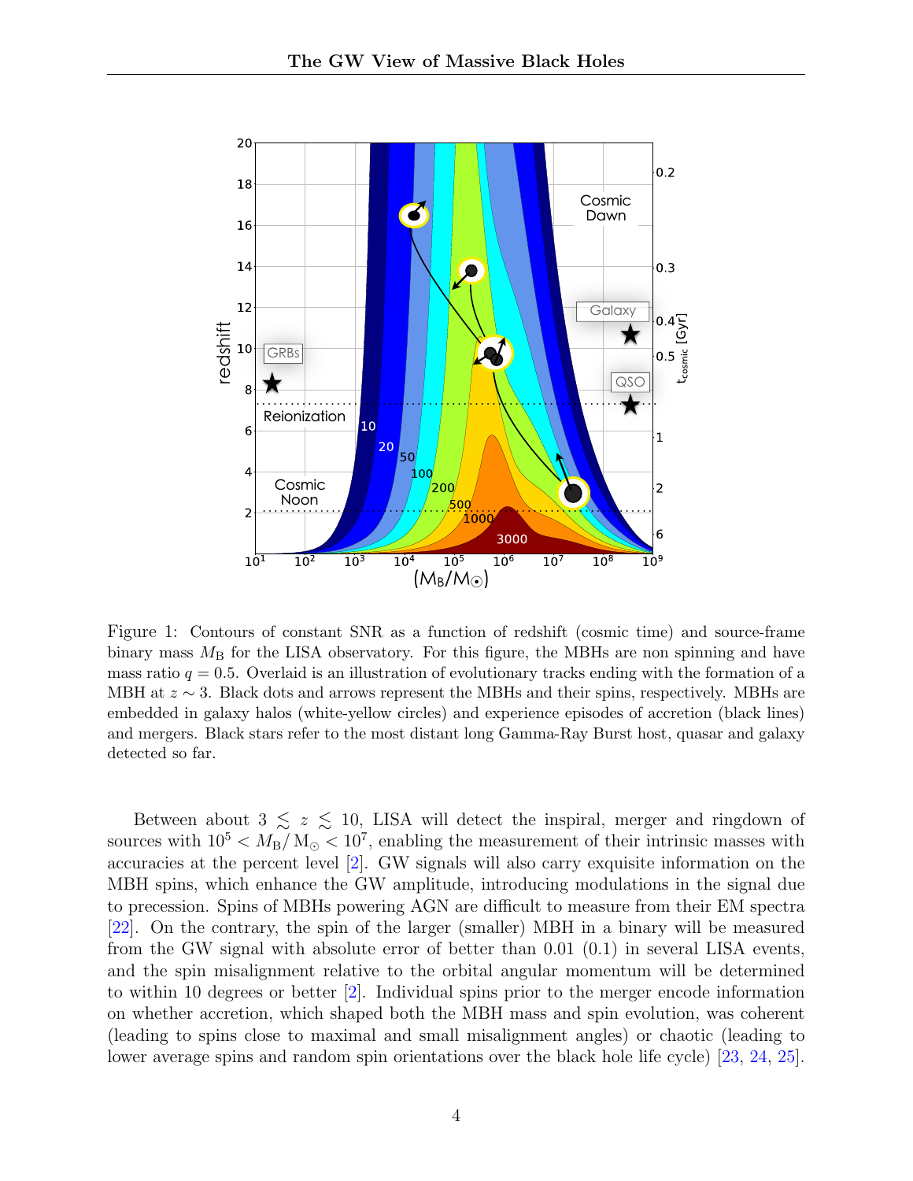Figure 1: Contours of constant SNR as a function of redshift (cosmic time) and source-frame binary mass $M_{\rm B}$ for the LISA observatory. For this figure, the MBHs are non spinning and have mass ratio $q = 0.5$. Overlaid is an illustration of evolutionary tracks ending with the formation of a MBH at $z \sim 3$. Black dots and arrows represent the MBHs and their spins, respectively. MBHs are embedded in galaxy halos (white-yellow circles) and experience episodes of accretion (black lines) and mergers. Black stars refer to the most distant long Gamma-Ray Burst host, quasar and galaxy detected so far.

Between about $3 \lesssim z \lesssim 10$, LISA will detect the inspiral, merger and ringdown of sources with $10^5 < M_{\rm B}/{\rm M}_\odot < 10^7$, enabling the measurement of their intrinsic masses with accuracies at the percent level [2]. GW signals will also carry exquisite information on the MBH spins, which enhance the GW amplitude, introducing modulations in the signal due to precession. Spins of MBHs powering AGN are difficult to measure from their EM spectra [22]. On the contrary, the spin of the larger (smaller) MBH in a binary will be measured from the GW signal with absolute error of better than 0.01 (0.1) in several LISA events, and the spin misalignment relative to the orbital angular momentum will be determined to within 10 degrees or better [2]. Individual spins prior to the merger encode information on whether accretion, which shaped both the MBH mass and spin evolution, was coherent (leading to spins close to maximal and small misalignment angles) or chaotic (leading to lower average spins and random spin orientations over the black hole life cycle) [23, 24, 25].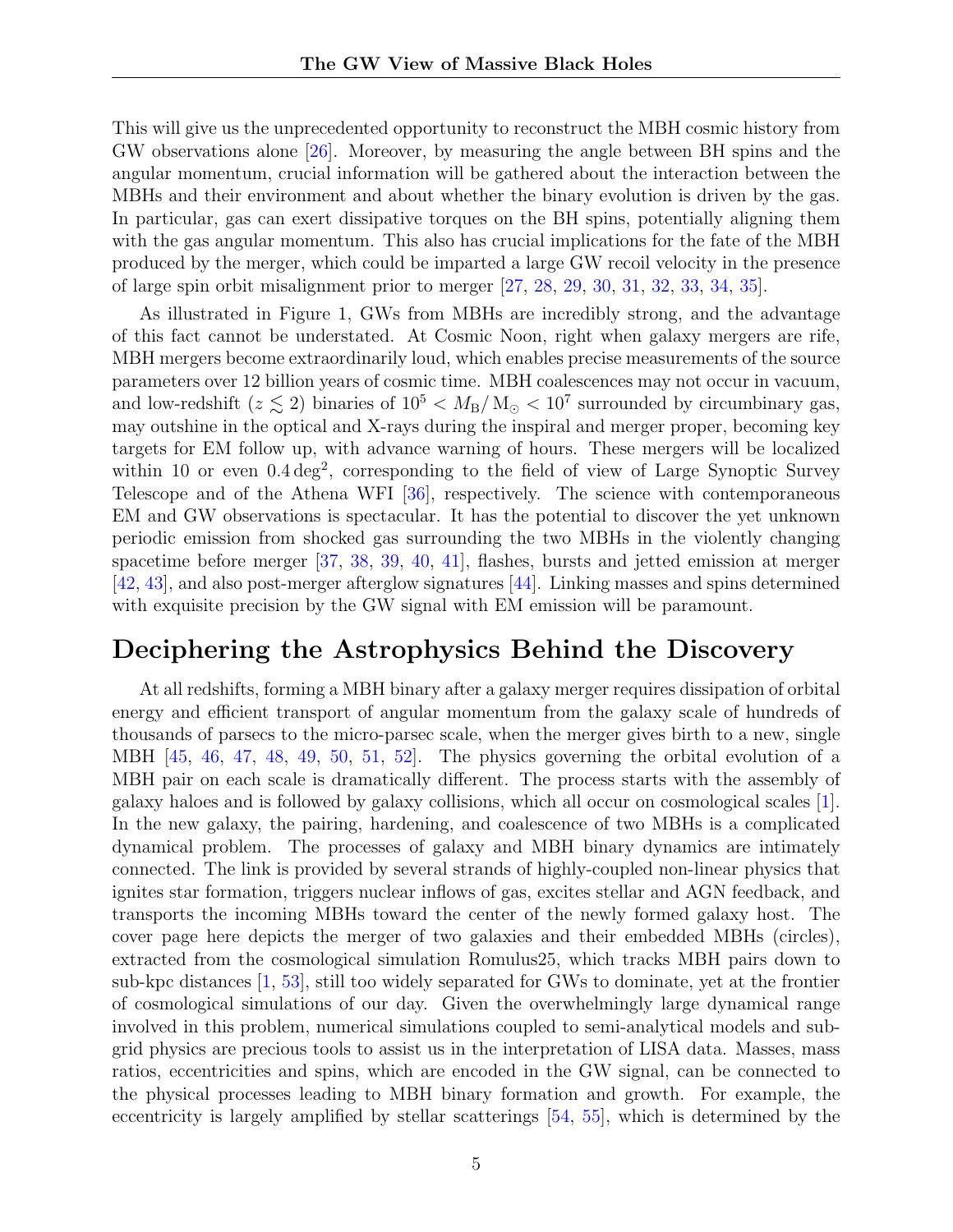This will give us the unprecedented opportunity to reconstruct the MBH cosmic history from GW observations alone [26]. Moreover, by measuring the angle between BH spins and the angular momentum, crucial information will be gathered about the interaction between the MBHs and their environment and about whether the binary evolution is driven by the gas. In particular, gas can exert dissipative torques on the BH spins, potentially aligning them with the gas angular momentum. This also has crucial implications for the fate of the MBH produced by the merger, which could be imparted a large GW recoil velocity in the presence of large spin orbit misalignment prior to merger [27, 28, 29, 30, 31, 32, 33, 34, 35].

As illustrated in Figure 1, GWs from MBHs are incredibly strong, and the advantage of this fact cannot be understated. At Cosmic Noon, right when galaxy mergers are rife, MBH mergers become extraordinarily loud, which enables precise measurements of the source parameters over 12 billion years of cosmic time. MBH coalescences may not occur in vacuum, and low-redshift ($z \lesssim 2$) binaries of $10^5 < M_{\rm B}/{\rm M}_{\odot} < 10^7$ surrounded by circumbinary gas, may outshine in the optical and X-rays during the inspiral and merger proper, becoming key targets for EM follow up, with advance warning of hours. These mergers will be localized within 10 or even $0.4\,{\rm deg}^2$, corresponding to the field of view of Large Synoptic Survey Telescope and of the Athena WFI [36], respectively. The science with contemporaneous EM and GW observations is spectacular. It has the potential to discover the yet unknown periodic emission from shocked gas surrounding the two MBHs in the violently changing spacetime before merger [37, 38, 39, 40, 41], flashes, bursts and jetted emission at merger [42, 43], and also post-merger afterglow signatures [44]. Linking masses and spins determined with exquisite precision by the GW signal with EM emission will be paramount.

## Deciphering the Astrophysics Behind the Discovery

At all redshifts, forming a MBH binary after a galaxy merger requires dissipation of orbital energy and efficient transport of angular momentum from the galaxy scale of hundreds of thousands of parsecs to the micro-parsec scale, when the merger gives birth to a new, single MBH [45, 46, 47, 48, 49, 50, 51, 52]. The physics governing the orbital evolution of a MBH pair on each scale is dramatically different. The process starts with the assembly of galaxy haloes and is followed by galaxy collisions, which all occur on cosmological scales [1]. In the new galaxy, the pairing, hardening, and coalescence of two MBHs is a complicated dynamical problem. The processes of galaxy and MBH binary dynamics are intimately connected. The link is provided by several strands of highly-coupled non-linear physics that ignites star formation, triggers nuclear inflows of gas, excites stellar and AGN feedback, and transports the incoming MBHs toward the center of the newly formed galaxy host. The cover page here depicts the merger of two galaxies and their embedded MBHs (circles), extracted from the cosmological simulation Romulus25, which tracks MBH pairs down to sub-kpc distances [1, 53], still too widely separated for GWs to dominate, yet at the frontier of cosmological simulations of our day. Given the overwhelmingly large dynamical range involved in this problem, numerical simulations coupled to semi-analytical models and sub-grid physics are precious tools to assist us in the interpretation of LISA data. Masses, mass ratios, eccentricities and spins, which are encoded in the GW signal, can be connected to the physical processes leading to MBH binary formation and growth. For example, the eccentricity is largely amplified by stellar scatterings [54, 55], which is determined by the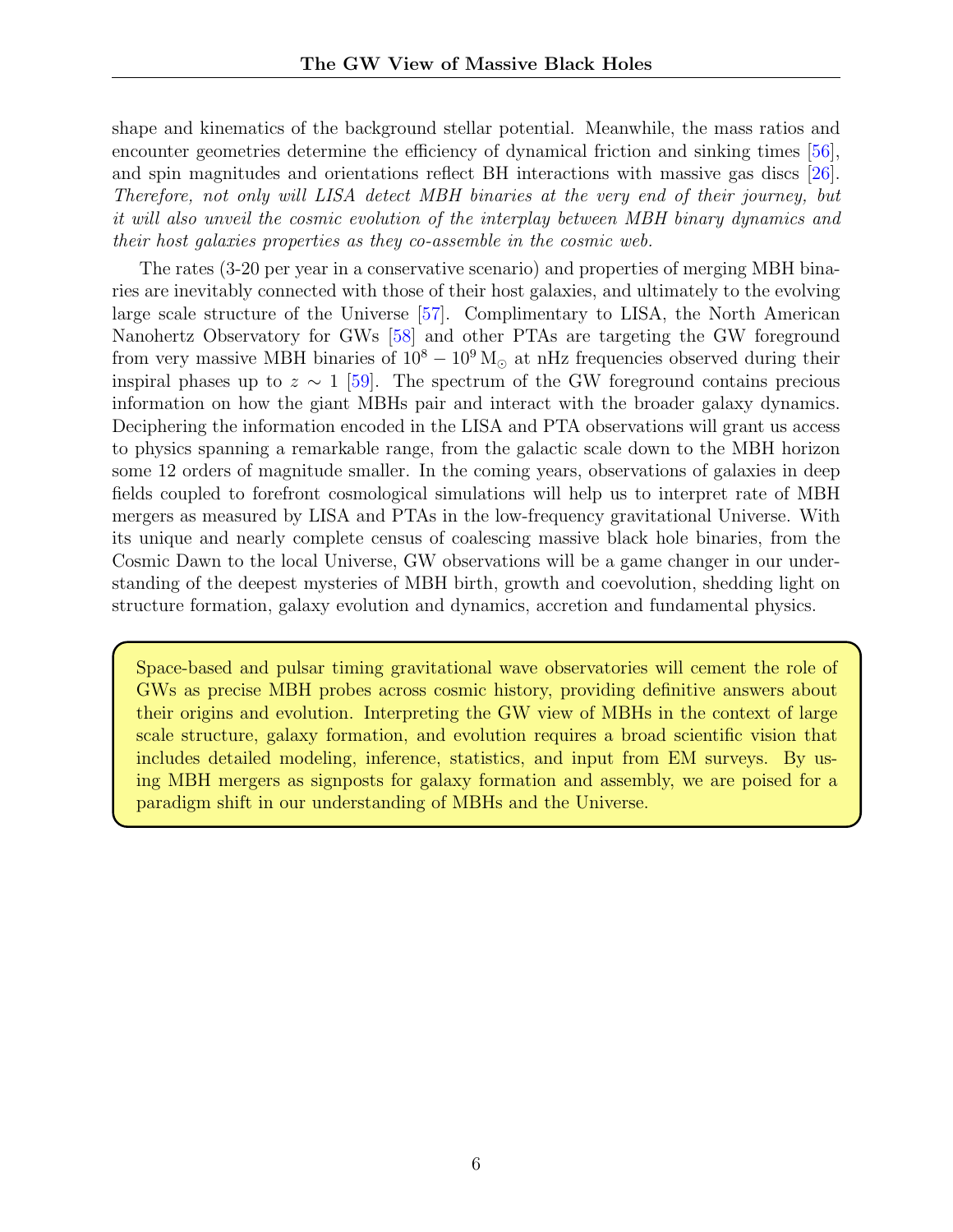shape and kinematics of the background stellar potential. Meanwhile, the mass ratios and encounter geometries determine the efficiency of dynamical friction and sinking times [56], and spin magnitudes and orientations reflect BH interactions with massive gas discs [26]. *Therefore, not only will LISA detect MBH binaries at the very end of their journey, but it will also unveil the cosmic evolution of the interplay between MBH binary dynamics and their host galaxies properties as they co-assemble in the cosmic web.*

The rates (3-20 per year in a conservative scenario) and properties of merging MBH binaries are inevitably connected with those of their host galaxies, and ultimately to the evolving large scale structure of the Universe [57]. Complimentary to LISA, the North American Nanohertz Observatory for GWs [58] and other PTAs are targeting the GW foreground from very massive MBH binaries of $10^8 - 10^9\,\mathrm{M}_\odot$ at nHz frequencies observed during their inspiral phases up to $z \sim 1$ [59]. The spectrum of the GW foreground contains precious information on how the giant MBHs pair and interact with the broader galaxy dynamics. Deciphering the information encoded in the LISA and PTA observations will grant us access to physics spanning a remarkable range, from the galactic scale down to the MBH horizon some 12 orders of magnitude smaller. In the coming years, observations of galaxies in deep fields coupled to forefront cosmological simulations will help us to interpret rate of MBH mergers as measured by LISA and PTAs in the low-frequency gravitational Universe. With its unique and nearly complete census of coalescing massive black hole binaries, from the Cosmic Dawn to the local Universe, GW observations will be a game changer in our understanding of the deepest mysteries of MBH birth, growth and coevolution, shedding light on structure formation, galaxy evolution and dynamics, accretion and fundamental physics.

Space-based and pulsar timing gravitational wave observatories will cement the role of GWs as precise MBH probes across cosmic history, providing definitive answers about their origins and evolution. Interpreting the GW view of MBHs in the context of large scale structure, galaxy formation, and evolution requires a broad scientific vision that includes detailed modeling, inference, statistics, and input from EM surveys. By using MBH mergers as signposts for galaxy formation and assembly, we are poised for a paradigm shift in our understanding of MBHs and the Universe.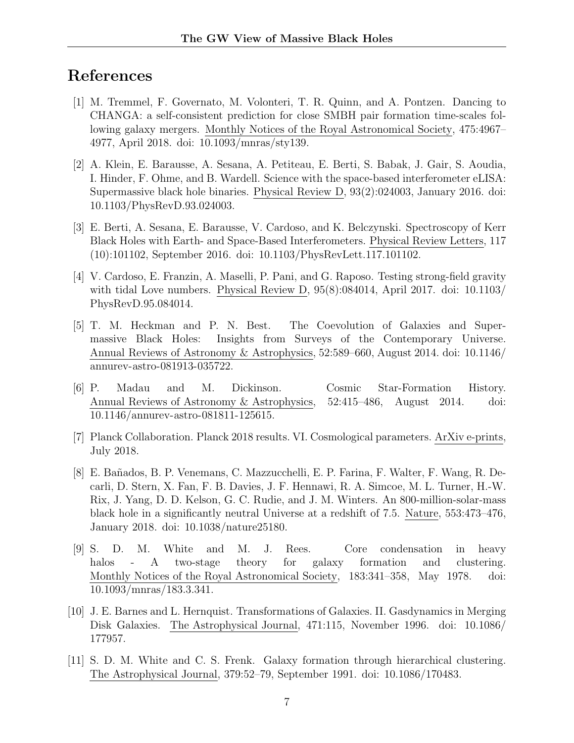# References

[1] M. Tremmel, F. Governato, M. Volonteri, T. R. Quinn, and A. Pontzen. Dancing to CHANGA: a self-consistent prediction for close SMBH pair formation time-scales following galaxy mergers. Monthly Notices of the Royal Astronomical Society, 475:4967–4977, April 2018. doi: 10.1093/mnras/sty139.

[2] A. Klein, E. Barausse, A. Sesana, A. Petiteau, E. Berti, S. Babak, J. Gair, S. Aoudia, I. Hinder, F. Ohme, and B. Wardell. Science with the space-based interferometer eLISA: Supermassive black hole binaries. Physical Review D, 93(2):024003, January 2016. doi: 10.1103/PhysRevD.93.024003.

[3] E. Berti, A. Sesana, E. Barausse, V. Cardoso, and K. Belczynski. Spectroscopy of Kerr Black Holes with Earth- and Space-Based Interferometers. Physical Review Letters, 117 (10):101102, September 2016. doi: 10.1103/PhysRevLett.117.101102.

[4] V. Cardoso, E. Franzin, A. Maselli, P. Pani, and G. Raposo. Testing strong-field gravity with tidal Love numbers. Physical Review D, 95(8):084014, April 2017. doi: 10.1103/PhysRevD.95.084014.

[5] T. M. Heckman and P. N. Best. The Coevolution of Galaxies and Supermassive Black Holes: Insights from Surveys of the Contemporary Universe. Annual Reviews of Astronomy & Astrophysics, 52:589–660, August 2014. doi: 10.1146/annurev-astro-081913-035722.

[6] P. Madau and M. Dickinson. Cosmic Star-Formation History. Annual Reviews of Astronomy & Astrophysics, 52:415–486, August 2014. doi: 10.1146/annurev-astro-081811-125615.

[7] Planck Collaboration. Planck 2018 results. VI. Cosmological parameters. ArXiv e-prints, July 2018.

[8] E. Bañados, B. P. Venemans, C. Mazzucchelli, E. P. Farina, F. Walter, F. Wang, R. Decarli, D. Stern, X. Fan, F. B. Davies, J. F. Hennawi, R. A. Simcoe, M. L. Turner, H.-W. Rix, J. Yang, D. D. Kelson, G. C. Rudie, and J. M. Winters. An 800-million-solar-mass black hole in a significantly neutral Universe at a redshift of 7.5. Nature, 553:473–476, January 2018. doi: 10.1038/nature25180.

[9] S. D. M. White and M. J. Rees. Core condensation in heavy halos - A two-stage theory for galaxy formation and clustering. Monthly Notices of the Royal Astronomical Society, 183:341–358, May 1978. doi: 10.1093/mnras/183.3.341.

[10] J. E. Barnes and L. Hernquist. Transformations of Galaxies. II. Gasdynamics in Merging Disk Galaxies. The Astrophysical Journal, 471:115, November 1996. doi: 10.1086/177957.

[11] S. D. M. White and C. S. Frenk. Galaxy formation through hierarchical clustering. The Astrophysical Journal, 379:52–79, September 1991. doi: 10.1086/170483.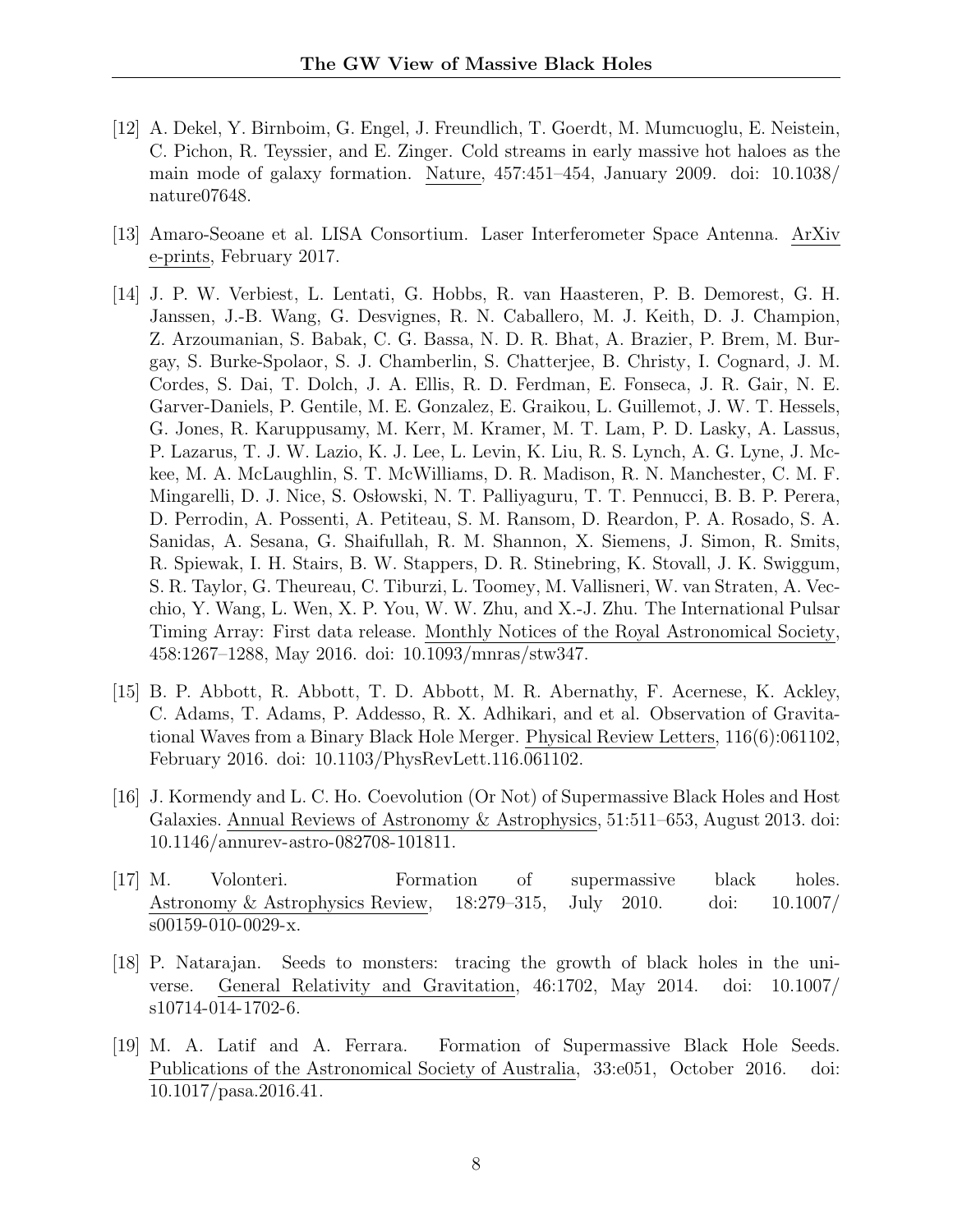[12] A. Dekel, Y. Birnboim, G. Engel, J. Freundlich, T. Goerdt, M. Mumcuoglu, E. Neistein, C. Pichon, R. Teyssier, and E. Zinger. Cold streams in early massive hot haloes as the main mode of galaxy formation. Nature, 457:451–454, January 2009. doi: 10.1038/nature07648.

[13] Amaro-Seoane et al. LISA Consortium. Laser Interferometer Space Antenna. ArXiv e-prints, February 2017.

[14] J. P. W. Verbiest, L. Lentati, G. Hobbs, R. van Haasteren, P. B. Demorest, G. H. Janssen, J.-B. Wang, G. Desvignes, R. N. Caballero, M. J. Keith, D. J. Champion, Z. Arzoumanian, S. Babak, C. G. Bassa, N. D. R. Bhat, A. Brazier, P. Brem, M. Burgay, S. Burke-Spolaor, S. J. Chamberlin, S. Chatterjee, B. Christy, I. Cognard, J. M. Cordes, S. Dai, T. Dolch, J. A. Ellis, R. D. Ferdman, E. Fonseca, J. R. Gair, N. E. Garver-Daniels, P. Gentile, M. E. Gonzalez, E. Graikou, L. Guillemot, J. W. T. Hessels, G. Jones, R. Karuppusamy, M. Kerr, M. Kramer, M. T. Lam, P. D. Lasky, A. Lassus, P. Lazarus, T. J. W. Lazio, K. J. Lee, L. Levin, K. Liu, R. S. Lynch, A. G. Lyne, J. Mckee, M. A. McLaughlin, S. T. McWilliams, D. R. Madison, R. N. Manchester, C. M. F. Mingarelli, D. J. Nice, S. Osłowski, N. T. Palliyaguru, T. T. Pennucci, B. B. P. Perera, D. Perrodin, A. Possenti, A. Petiteau, S. M. Ransom, D. Reardon, P. A. Rosado, S. A. Sanidas, A. Sesana, G. Shaifullah, R. M. Shannon, X. Siemens, J. Simon, R. Smits, R. Spiewak, I. H. Stairs, B. W. Stappers, D. R. Stinebring, K. Stovall, J. K. Swiggum, S. R. Taylor, G. Theureau, C. Tiburzi, L. Toomey, M. Vallisneri, W. van Straten, A. Vecchio, Y. Wang, L. Wen, X. P. You, W. W. Zhu, and X.-J. Zhu. The International Pulsar Timing Array: First data release. Monthly Notices of the Royal Astronomical Society, 458:1267–1288, May 2016. doi: 10.1093/mnras/stw347.

[15] B. P. Abbott, R. Abbott, T. D. Abbott, M. R. Abernathy, F. Acernese, K. Ackley, C. Adams, T. Adams, P. Addesso, R. X. Adhikari, and et al. Observation of Gravitational Waves from a Binary Black Hole Merger. Physical Review Letters, 116(6):061102, February 2016. doi: 10.1103/PhysRevLett.116.061102.

[16] J. Kormendy and L. C. Ho. Coevolution (Or Not) of Supermassive Black Holes and Host Galaxies. Annual Reviews of Astronomy & Astrophysics, 51:511–653, August 2013. doi: 10.1146/annurev-astro-082708-101811.

[17] M. Volonteri. Formation of supermassive black holes. Astronomy & Astrophysics Review, 18:279–315, July 2010. doi: 10.1007/s00159-010-0029-x.

[18] P. Natarajan. Seeds to monsters: tracing the growth of black holes in the universe. General Relativity and Gravitation, 46:1702, May 2014. doi: 10.1007/s10714-014-1702-6.

[19] M. A. Latif and A. Ferrara. Formation of Supermassive Black Hole Seeds. Publications of the Astronomical Society of Australia, 33:e051, October 2016. doi: 10.1017/pasa.2016.41.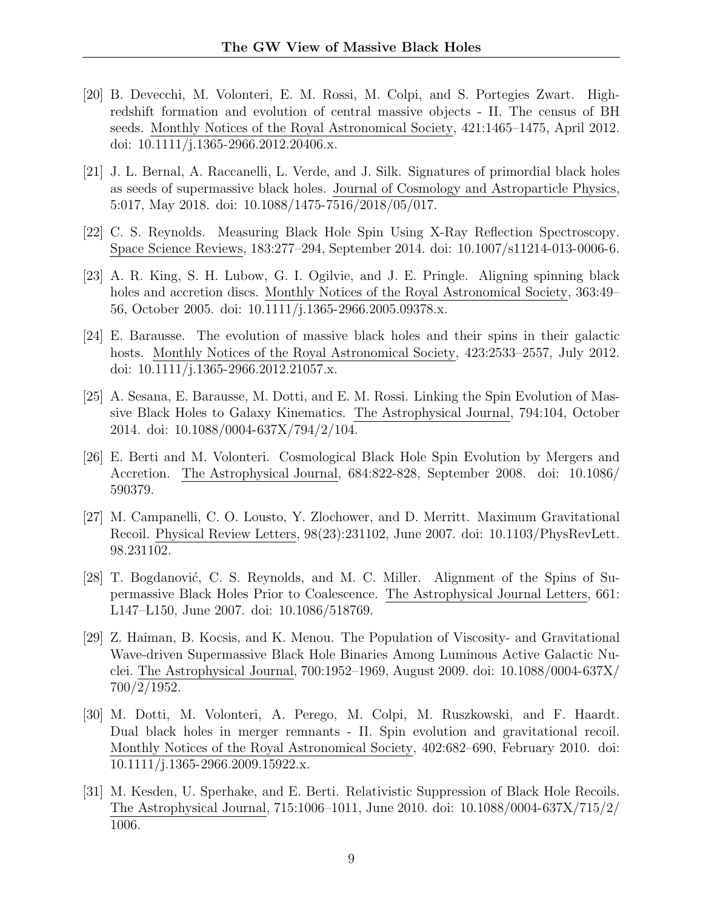[20] B. Devecchi, M. Volonteri, E. M. Rossi, M. Colpi, and S. Portegies Zwart. High-redshift formation and evolution of central massive objects - II. The census of BH seeds. Monthly Notices of the Royal Astronomical Society, 421:1465–1475, April 2012. doi: 10.1111/j.1365-2966.2012.20406.x.

[21] J. L. Bernal, A. Raccanelli, L. Verde, and J. Silk. Signatures of primordial black holes as seeds of supermassive black holes. Journal of Cosmology and Astroparticle Physics, 5:017, May 2018. doi: 10.1088/1475-7516/2018/05/017.

[22] C. S. Reynolds. Measuring Black Hole Spin Using X-Ray Reflection Spectroscopy. Space Science Reviews, 183:277–294, September 2014. doi: 10.1007/s11214-013-0006-6.

[23] A. R. King, S. H. Lubow, G. I. Ogilvie, and J. E. Pringle. Aligning spinning black holes and accretion discs. Monthly Notices of the Royal Astronomical Society, 363:49–56, October 2005. doi: 10.1111/j.1365-2966.2005.09378.x.

[24] E. Barausse. The evolution of massive black holes and their spins in their galactic hosts. Monthly Notices of the Royal Astronomical Society, 423:2533–2557, July 2012. doi: 10.1111/j.1365-2966.2012.21057.x.

[25] A. Sesana, E. Barausse, M. Dotti, and E. M. Rossi. Linking the Spin Evolution of Massive Black Holes to Galaxy Kinematics. The Astrophysical Journal, 794:104, October 2014. doi: 10.1088/0004-637X/794/2/104.

[26] E. Berti and M. Volonteri. Cosmological Black Hole Spin Evolution by Mergers and Accretion. The Astrophysical Journal, 684:822-828, September 2008. doi: 10.1086/590379.

[27] M. Campanelli, C. O. Lousto, Y. Zlochower, and D. Merritt. Maximum Gravitational Recoil. Physical Review Letters, 98(23):231102, June 2007. doi: 10.1103/PhysRevLett.98.231102.

[28] T. Bogdanović, C. S. Reynolds, and M. C. Miller. Alignment of the Spins of Supermassive Black Holes Prior to Coalescence. The Astrophysical Journal Letters, 661: L147–L150, June 2007. doi: 10.1086/518769.

[29] Z. Haiman, B. Kocsis, and K. Menou. The Population of Viscosity- and Gravitational Wave-driven Supermassive Black Hole Binaries Among Luminous Active Galactic Nuclei. The Astrophysical Journal, 700:1952–1969, August 2009. doi: 10.1088/0004-637X/700/2/1952.

[30] M. Dotti, M. Volonteri, A. Perego, M. Colpi, M. Ruszkowski, and F. Haardt. Dual black holes in merger remnants - II. Spin evolution and gravitational recoil. Monthly Notices of the Royal Astronomical Society, 402:682–690, February 2010. doi: 10.1111/j.1365-2966.2009.15922.x.

[31] M. Kesden, U. Sperhake, and E. Berti. Relativistic Suppression of Black Hole Recoils. The Astrophysical Journal, 715:1006–1011, June 2010. doi: 10.1088/0004-637X/715/2/1006.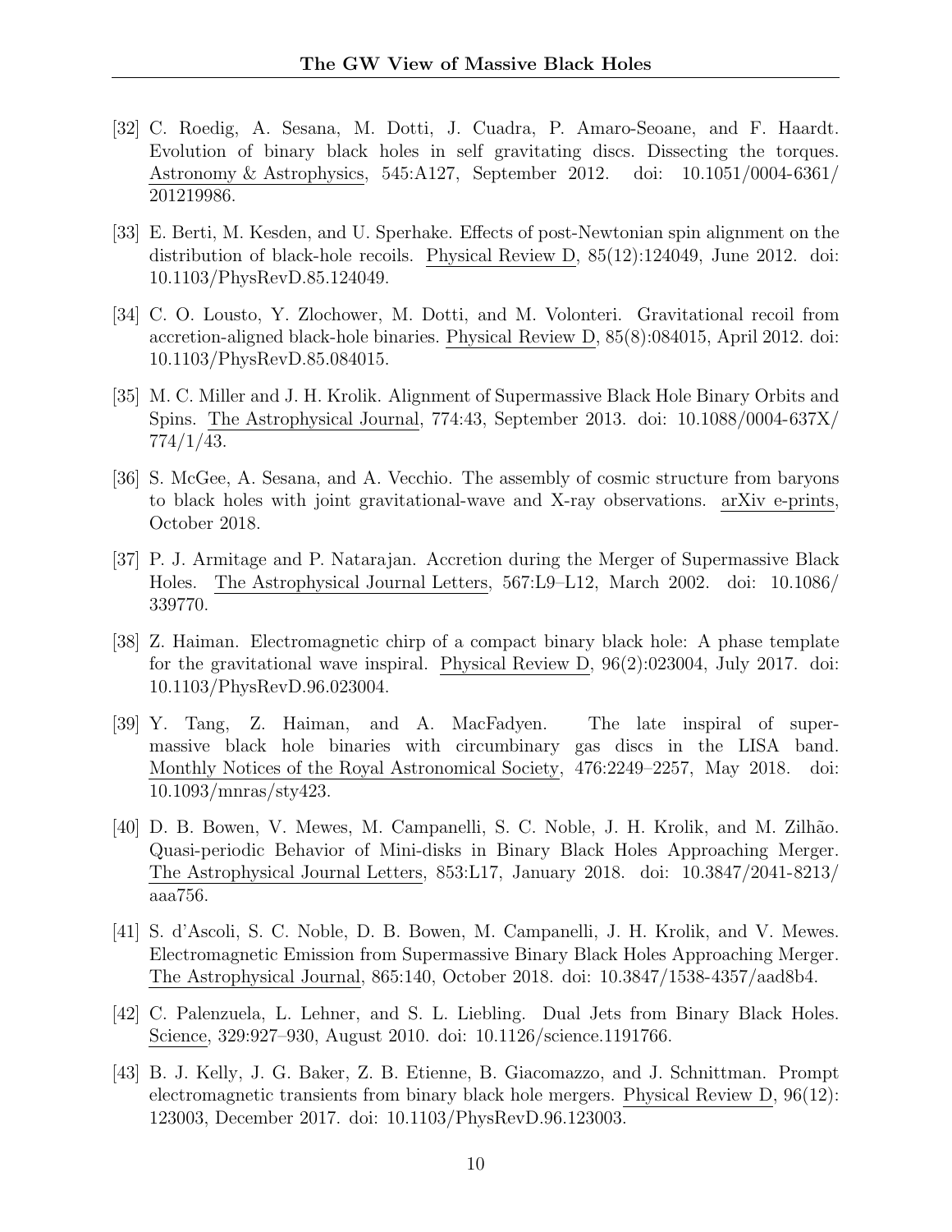[32] C. Roedig, A. Sesana, M. Dotti, J. Cuadra, P. Amaro-Seoane, and F. Haardt. Evolution of binary black holes in self gravitating discs. Dissecting the torques. Astronomy & Astrophysics, 545:A127, September 2012. doi: 10.1051/0004-6361/201219986.

[33] E. Berti, M. Kesden, and U. Sperhake. Effects of post-Newtonian spin alignment on the distribution of black-hole recoils. Physical Review D, 85(12):124049, June 2012. doi: 10.1103/PhysRevD.85.124049.

[34] C. O. Lousto, Y. Zlochower, M. Dotti, and M. Volonteri. Gravitational recoil from accretion-aligned black-hole binaries. Physical Review D, 85(8):084015, April 2012. doi: 10.1103/PhysRevD.85.084015.

[35] M. C. Miller and J. H. Krolik. Alignment of Supermassive Black Hole Binary Orbits and Spins. The Astrophysical Journal, 774:43, September 2013. doi: 10.1088/0004-637X/774/1/43.

[36] S. McGee, A. Sesana, and A. Vecchio. The assembly of cosmic structure from baryons to black holes with joint gravitational-wave and X-ray observations. arXiv e-prints, October 2018.

[37] P. J. Armitage and P. Natarajan. Accretion during the Merger of Supermassive Black Holes. The Astrophysical Journal Letters, 567:L9–L12, March 2002. doi: 10.1086/339770.

[38] Z. Haiman. Electromagnetic chirp of a compact binary black hole: A phase template for the gravitational wave inspiral. Physical Review D, 96(2):023004, July 2017. doi: 10.1103/PhysRevD.96.023004.

[39] Y. Tang, Z. Haiman, and A. MacFadyen. The late inspiral of supermassive black hole binaries with circumbinary gas discs in the LISA band. Monthly Notices of the Royal Astronomical Society, 476:2249–2257, May 2018. doi: 10.1093/mnras/sty423.

[40] D. B. Bowen, V. Mewes, M. Campanelli, S. C. Noble, J. H. Krolik, and M. Zilhão. Quasi-periodic Behavior of Mini-disks in Binary Black Holes Approaching Merger. The Astrophysical Journal Letters, 853:L17, January 2018. doi: 10.3847/2041-8213/aaa756.

[41] S. d'Ascoli, S. C. Noble, D. B. Bowen, M. Campanelli, J. H. Krolik, and V. Mewes. Electromagnetic Emission from Supermassive Binary Black Holes Approaching Merger. The Astrophysical Journal, 865:140, October 2018. doi: 10.3847/1538-4357/aad8b4.

[42] C. Palenzuela, L. Lehner, and S. L. Liebling. Dual Jets from Binary Black Holes. Science, 329:927–930, August 2010. doi: 10.1126/science.1191766.

[43] B. J. Kelly, J. G. Baker, Z. B. Etienne, B. Giacomazzo, and J. Schnittman. Prompt electromagnetic transients from binary black hole mergers. Physical Review D, 96(12):123003, December 2017. doi: 10.1103/PhysRevD.96.123003.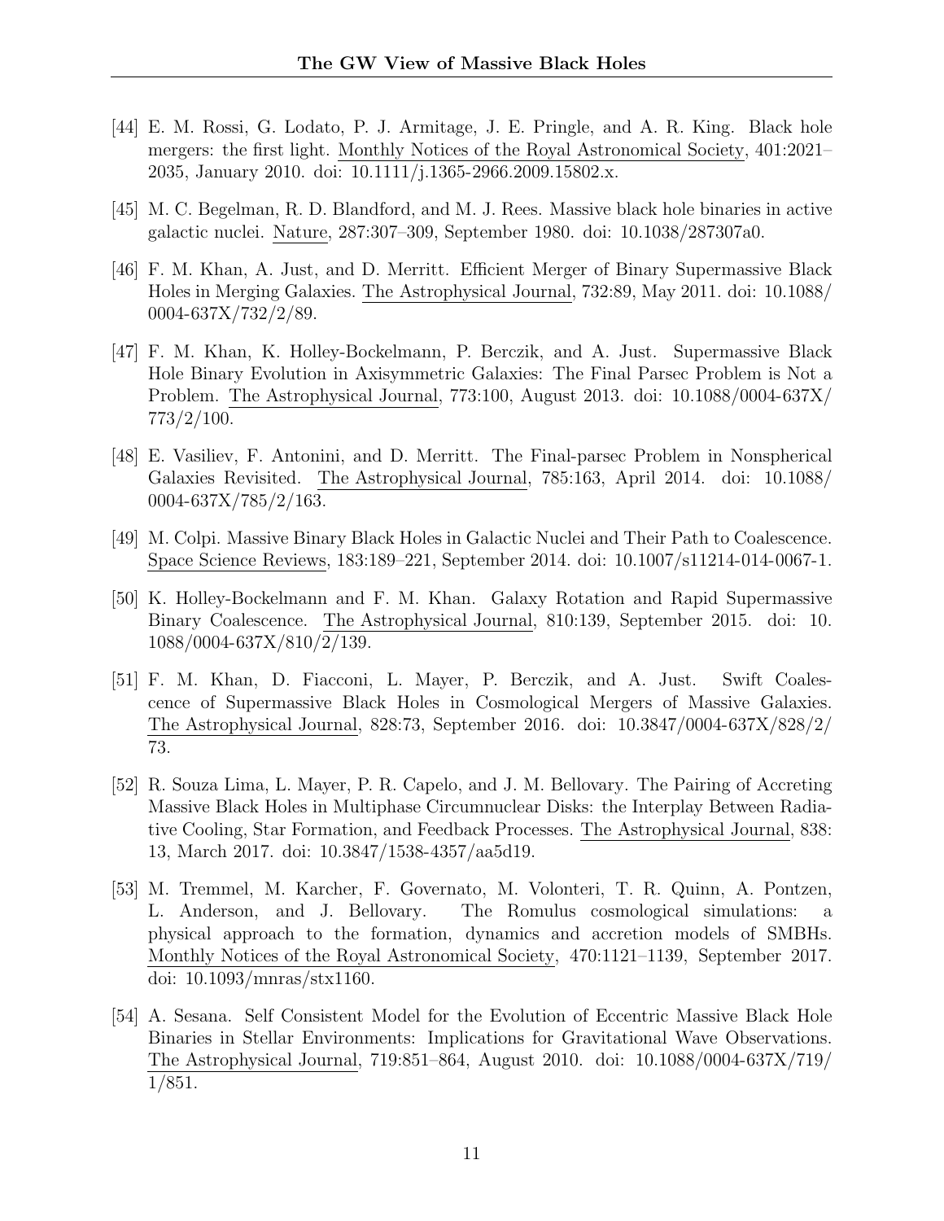[44] E. M. Rossi, G. Lodato, P. J. Armitage, J. E. Pringle, and A. R. King. Black hole mergers: the first light. Monthly Notices of the Royal Astronomical Society, 401:2021–2035, January 2010. doi: 10.1111/j.1365-2966.2009.15802.x.

[45] M. C. Begelman, R. D. Blandford, and M. J. Rees. Massive black hole binaries in active galactic nuclei. Nature, 287:307–309, September 1980. doi: 10.1038/287307a0.

[46] F. M. Khan, A. Just, and D. Merritt. Efficient Merger of Binary Supermassive Black Holes in Merging Galaxies. The Astrophysical Journal, 732:89, May 2011. doi: 10.1088/0004-637X/732/2/89.

[47] F. M. Khan, K. Holley-Bockelmann, P. Berczik, and A. Just. Supermassive Black Hole Binary Evolution in Axisymmetric Galaxies: The Final Parsec Problem is Not a Problem. The Astrophysical Journal, 773:100, August 2013. doi: 10.1088/0004-637X/773/2/100.

[48] E. Vasiliev, F. Antonini, and D. Merritt. The Final-parsec Problem in Nonspherical Galaxies Revisited. The Astrophysical Journal, 785:163, April 2014. doi: 10.1088/0004-637X/785/2/163.

[49] M. Colpi. Massive Binary Black Holes in Galactic Nuclei and Their Path to Coalescence. Space Science Reviews, 183:189–221, September 2014. doi: 10.1007/s11214-014-0067-1.

[50] K. Holley-Bockelmann and F. M. Khan. Galaxy Rotation and Rapid Supermassive Binary Coalescence. The Astrophysical Journal, 810:139, September 2015. doi: 10.1088/0004-637X/810/2/139.

[51] F. M. Khan, D. Fiacconi, L. Mayer, P. Berczik, and A. Just. Swift Coalescence of Supermassive Black Holes in Cosmological Mergers of Massive Galaxies. The Astrophysical Journal, 828:73, September 2016. doi: 10.3847/0004-637X/828/2/73.

[52] R. Souza Lima, L. Mayer, P. R. Capelo, and J. M. Bellovary. The Pairing of Accreting Massive Black Holes in Multiphase Circumnuclear Disks: the Interplay Between Radiative Cooling, Star Formation, and Feedback Processes. The Astrophysical Journal, 838:13, March 2017. doi: 10.3847/1538-4357/aa5d19.

[53] M. Tremmel, M. Karcher, F. Governato, M. Volonteri, T. R. Quinn, A. Pontzen, L. Anderson, and J. Bellovary. The Romulus cosmological simulations: a physical approach to the formation, dynamics and accretion models of SMBHs. Monthly Notices of the Royal Astronomical Society, 470:1121–1139, September 2017. doi: 10.1093/mnras/stx1160.

[54] A. Sesana. Self Consistent Model for the Evolution of Eccentric Massive Black Hole Binaries in Stellar Environments: Implications for Gravitational Wave Observations. The Astrophysical Journal, 719:851–864, August 2010. doi: 10.1088/0004-637X/719/1/851.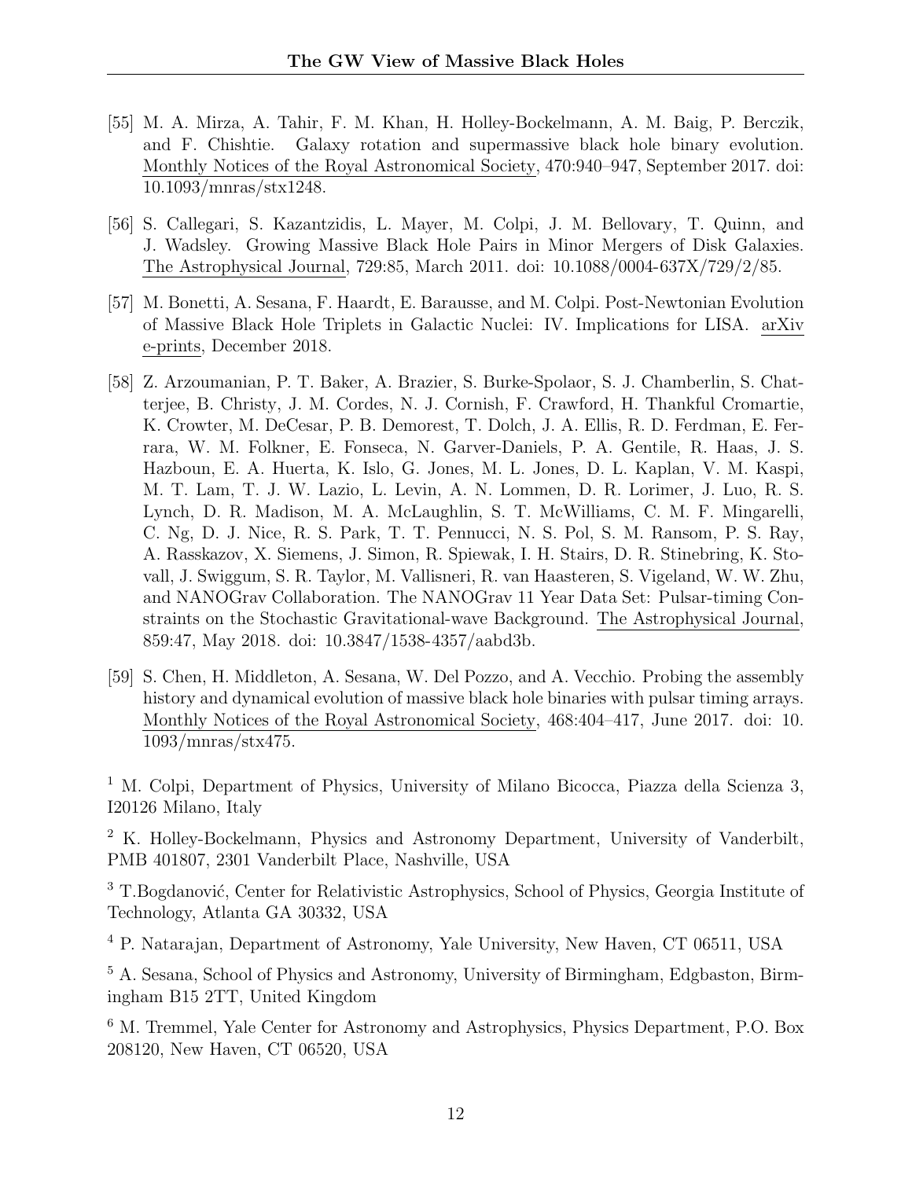[55] M. A. Mirza, A. Tahir, F. M. Khan, H. Holley-Bockelmann, A. M. Baig, P. Berczik, and F. Chishtie. Galaxy rotation and supermassive black hole binary evolution. Monthly Notices of the Royal Astronomical Society, 470:940–947, September 2017. doi: 10.1093/mnras/stx1248.

[56] S. Callegari, S. Kazantzidis, L. Mayer, M. Colpi, J. M. Bellovary, T. Quinn, and J. Wadsley. Growing Massive Black Hole Pairs in Minor Mergers of Disk Galaxies. The Astrophysical Journal, 729:85, March 2011. doi: 10.1088/0004-637X/729/2/85.

[57] M. Bonetti, A. Sesana, F. Haardt, E. Barausse, and M. Colpi. Post-Newtonian Evolution of Massive Black Hole Triplets in Galactic Nuclei: IV. Implications for LISA. arXiv e-prints, December 2018.

[58] Z. Arzoumanian, P. T. Baker, A. Brazier, S. Burke-Spolaor, S. J. Chamberlin, S. Chatterjee, B. Christy, J. M. Cordes, N. J. Cornish, F. Crawford, H. Thankful Cromartie, K. Crowter, M. DeCesar, P. B. Demorest, T. Dolch, J. A. Ellis, R. D. Ferdman, E. Ferrara, W. M. Folkner, E. Fonseca, N. Garver-Daniels, P. A. Gentile, R. Haas, J. S. Hazboun, E. A. Huerta, K. Islo, G. Jones, M. L. Jones, D. L. Kaplan, V. M. Kaspi, M. T. Lam, T. J. W. Lazio, L. Levin, A. N. Lommen, D. R. Lorimer, J. Luo, R. S. Lynch, D. R. Madison, M. A. McLaughlin, S. T. McWilliams, C. M. F. Mingarelli, C. Ng, D. J. Nice, R. S. Park, T. T. Pennucci, N. S. Pol, S. M. Ransom, P. S. Ray, A. Rasskazov, X. Siemens, J. Simon, R. Spiewak, I. H. Stairs, D. R. Stinebring, K. Stovall, J. Swiggum, S. R. Taylor, M. Vallisneri, R. van Haasteren, S. Vigeland, W. W. Zhu, and NANOGrav Collaboration. The NANOGrav 11 Year Data Set: Pulsar-timing Constraints on the Stochastic Gravitational-wave Background. The Astrophysical Journal, 859:47, May 2018. doi: 10.3847/1538-4357/aabd3b.

[59] S. Chen, H. Middleton, A. Sesana, W. Del Pozzo, and A. Vecchio. Probing the assembly history and dynamical evolution of massive black hole binaries with pulsar timing arrays. Monthly Notices of the Royal Astronomical Society, 468:404–417, June 2017. doi: 10.1093/mnras/stx475.

[1] M. Colpi, Department of Physics, University of Milano Bicocca, Piazza della Scienza 3, I20126 Milano, Italy

[2] K. Holley-Bockelmann, Physics and Astronomy Department, University of Vanderbilt, PMB 401807, 2301 Vanderbilt Place, Nashville, USA

[3] T.Bogdanović, Center for Relativistic Astrophysics, School of Physics, Georgia Institute of Technology, Atlanta GA 30332, USA

[4] P. Natarajan, Department of Astronomy, Yale University, New Haven, CT 06511, USA

[5] A. Sesana, School of Physics and Astronomy, University of Birmingham, Edgbaston, Birmingham B15 2TT, United Kingdom

[6] M. Tremmel, Yale Center for Astronomy and Astrophysics, Physics Department, P.O. Box 208120, New Haven, CT 06520, USA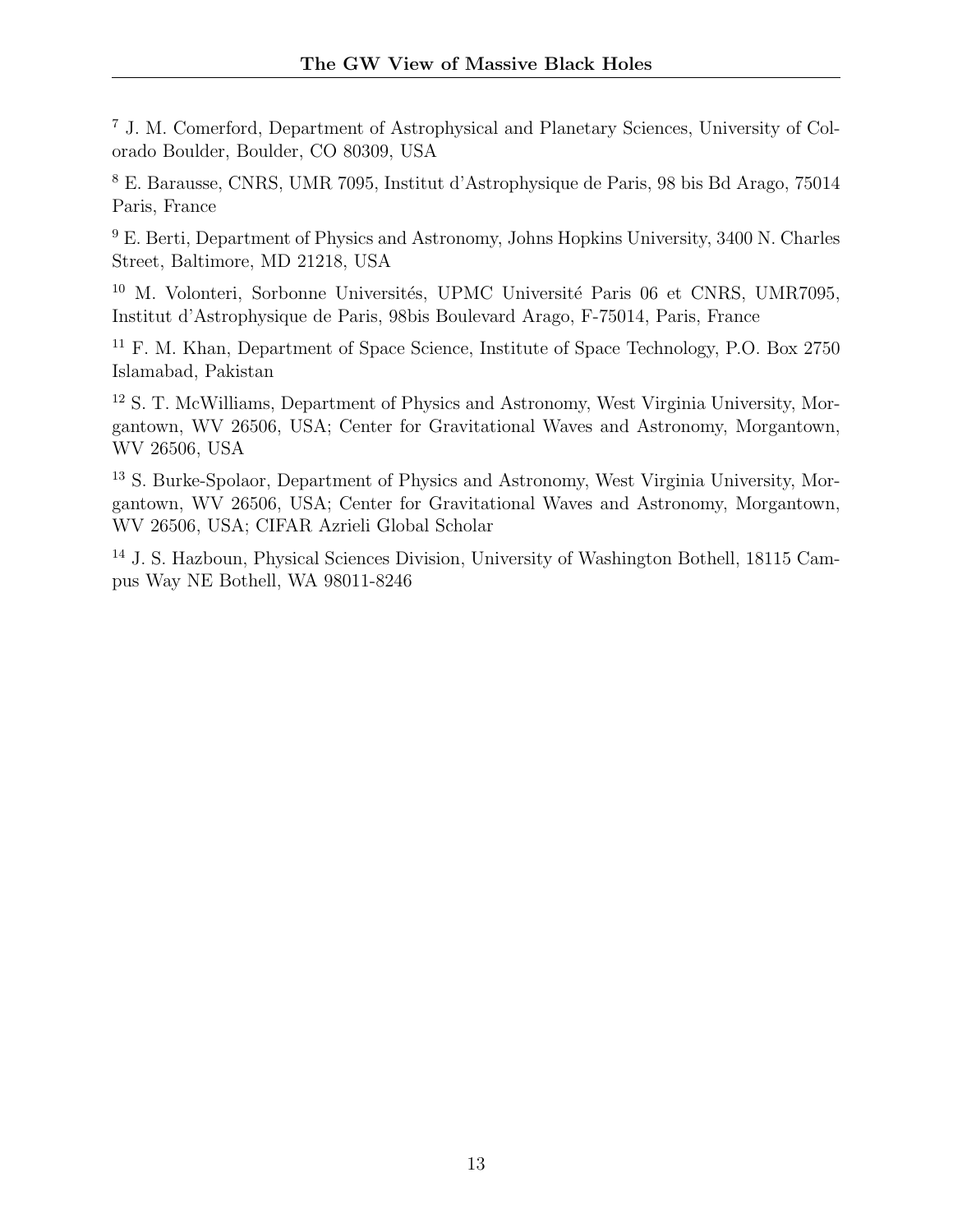[7] J. M. Comerford, Department of Astrophysical and Planetary Sciences, University of Colorado Boulder, Boulder, CO 80309, USA

[8] E. Barausse, CNRS, UMR 7095, Institut d'Astrophysique de Paris, 98 bis Bd Arago, 75014 Paris, France

[9] E. Berti, Department of Physics and Astronomy, Johns Hopkins University, 3400 N. Charles Street, Baltimore, MD 21218, USA

[10] M. Volonteri, Sorbonne Universités, UPMC Université Paris 06 et CNRS, UMR7095, Institut d'Astrophysique de Paris, 98bis Boulevard Arago, F-75014, Paris, France

[11] F. M. Khan, Department of Space Science, Institute of Space Technology, P.O. Box 2750 Islamabad, Pakistan

[12] S. T. McWilliams, Department of Physics and Astronomy, West Virginia University, Morgantown, WV 26506, USA; Center for Gravitational Waves and Astronomy, Morgantown, WV 26506, USA

[13] S. Burke-Spolaor, Department of Physics and Astronomy, West Virginia University, Morgantown, WV 26506, USA; Center for Gravitational Waves and Astronomy, Morgantown, WV 26506, USA; CIFAR Azrieli Global Scholar

[14] J. S. Hazboun, Physical Sciences Division, University of Washington Bothell, 18115 Campus Way NE Bothell, WA 98011-8246